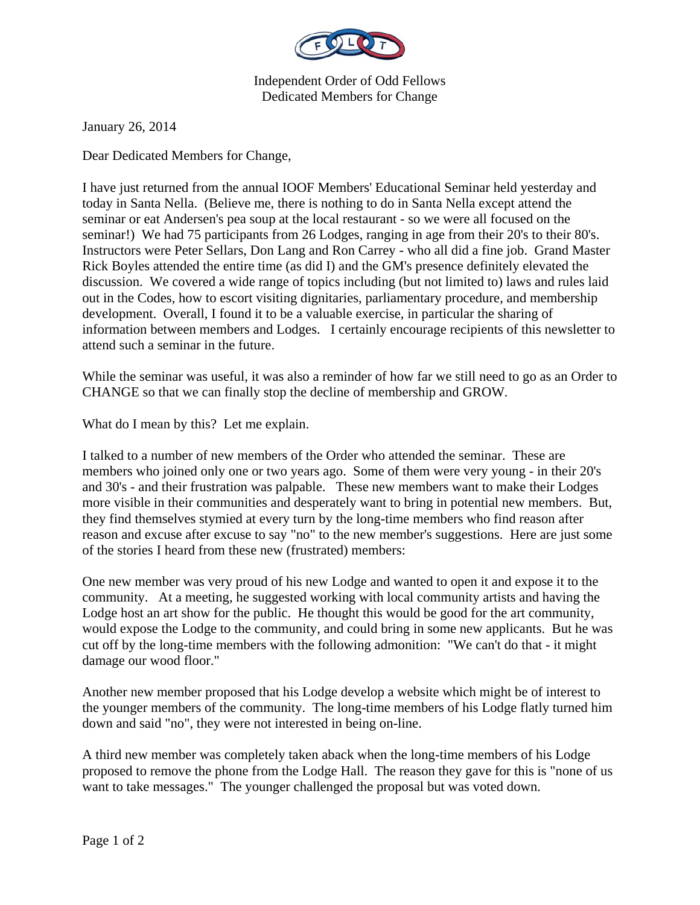Independent Order of Odd Fellows
Dedicated Members for Change

January 26, 2014

Dear Dedicated Members for Change,

I have just returned from the annual IOOF Members' Educational Seminar held yesterday and today in Santa Nella. (Believe me, there is nothing to do in Santa Nella except attend the seminar or eat Andersen's pea soup at the local restaurant - so we were all focused on the seminar!) We had 75 participants from 26 Lodges, ranging in age from their 20's to their 80's. Instructors were Peter Sellars, Don Lang and Ron Carrey - who all did a fine job. Grand Master Rick Boyles attended the entire time (as did I) and the GM's presence definitely elevated the discussion. We covered a wide range of topics including (but not limited to) laws and rules laid out in the Codes, how to escort visiting dignitaries, parliamentary procedure, and membership development. Overall, I found it to be a valuable exercise, in particular the sharing of information between members and Lodges. I certainly encourage recipients of this newsletter to attend such a seminar in the future.

While the seminar was useful, it was also a reminder of how far we still need to go as an Order to CHANGE so that we can finally stop the decline of membership and GROW.

What do I mean by this? Let me explain.

I talked to a number of new members of the Order who attended the seminar. These are members who joined only one or two years ago. Some of them were very young - in their 20's and 30's - and their frustration was palpable. These new members want to make their Lodges more visible in their communities and desperately want to bring in potential new members. But, they find themselves stymied at every turn by the long-time members who find reason after reason and excuse after excuse to say "no" to the new member's suggestions. Here are just some of the stories I heard from these new (frustrated) members:

One new member was very proud of his new Lodge and wanted to open it and expose it to the community. At a meeting, he suggested working with local community artists and having the Lodge host an art show for the public. He thought this would be good for the art community, would expose the Lodge to the community, and could bring in some new applicants. But he was cut off by the long-time members with the following admonition: "We can't do that - it might damage our wood floor."

Another new member proposed that his Lodge develop a website which might be of interest to the younger members of the community. The long-time members of his Lodge flatly turned him down and said "no", they were not interested in being on-line.

A third new member was completely taken aback when the long-time members of his Lodge proposed to remove the phone from the Lodge Hall. The reason they gave for this is "none of us want to take messages." The younger challenged the proposal but was voted down.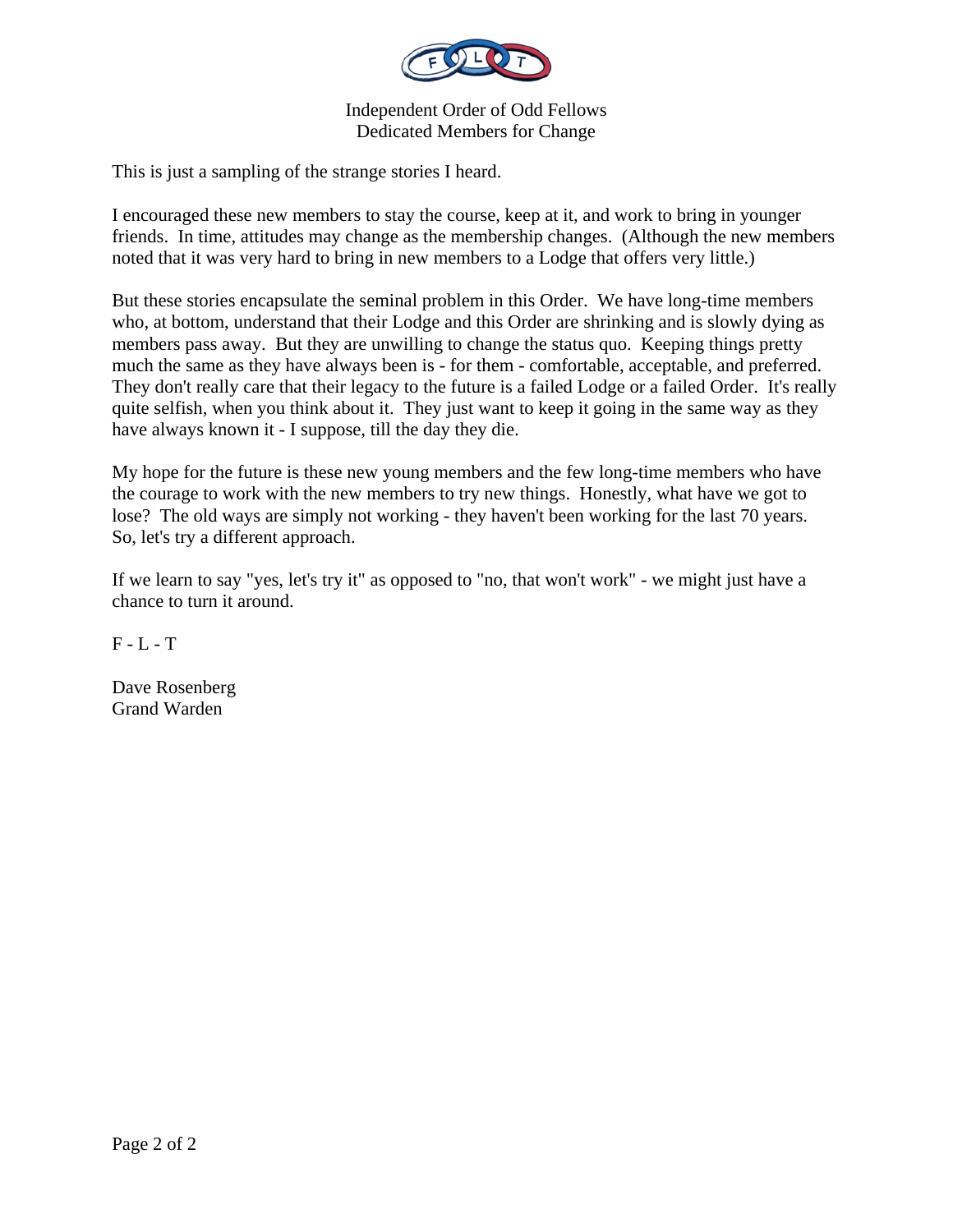Independent Order of Odd Fellows
Dedicated Members for Change

This is just a sampling of the strange stories I heard.

I encouraged these new members to stay the course, keep at it, and work to bring in younger friends.  In time, attitudes may change as the membership changes.  (Although the new members noted that it was very hard to bring in new members to a Lodge that offers very little.)

But these stories encapsulate the seminal problem in this Order.  We have long-time members who, at bottom, understand that their Lodge and this Order are shrinking and is slowly dying as members pass away.  But they are unwilling to change the status quo.  Keeping things pretty much the same as they have always been is - for them - comfortable, acceptable, and preferred.  They don't really care that their legacy to the future is a failed Lodge or a failed Order.  It's really quite selfish, when you think about it.  They just want to keep it going in the same way as they have always known it - I suppose, till the day they die.

My hope for the future is these new young members and the few long-time members who have the courage to work with the new members to try new things.  Honestly, what have we got to lose?  The old ways are simply not working - they haven't been working for the last 70 years.  So, let's try a different approach.

If we learn to say "yes, let's try it" as opposed to "no, that won't work" - we might just have a chance to turn it around.

F - L - T

Dave Rosenberg
Grand Warden